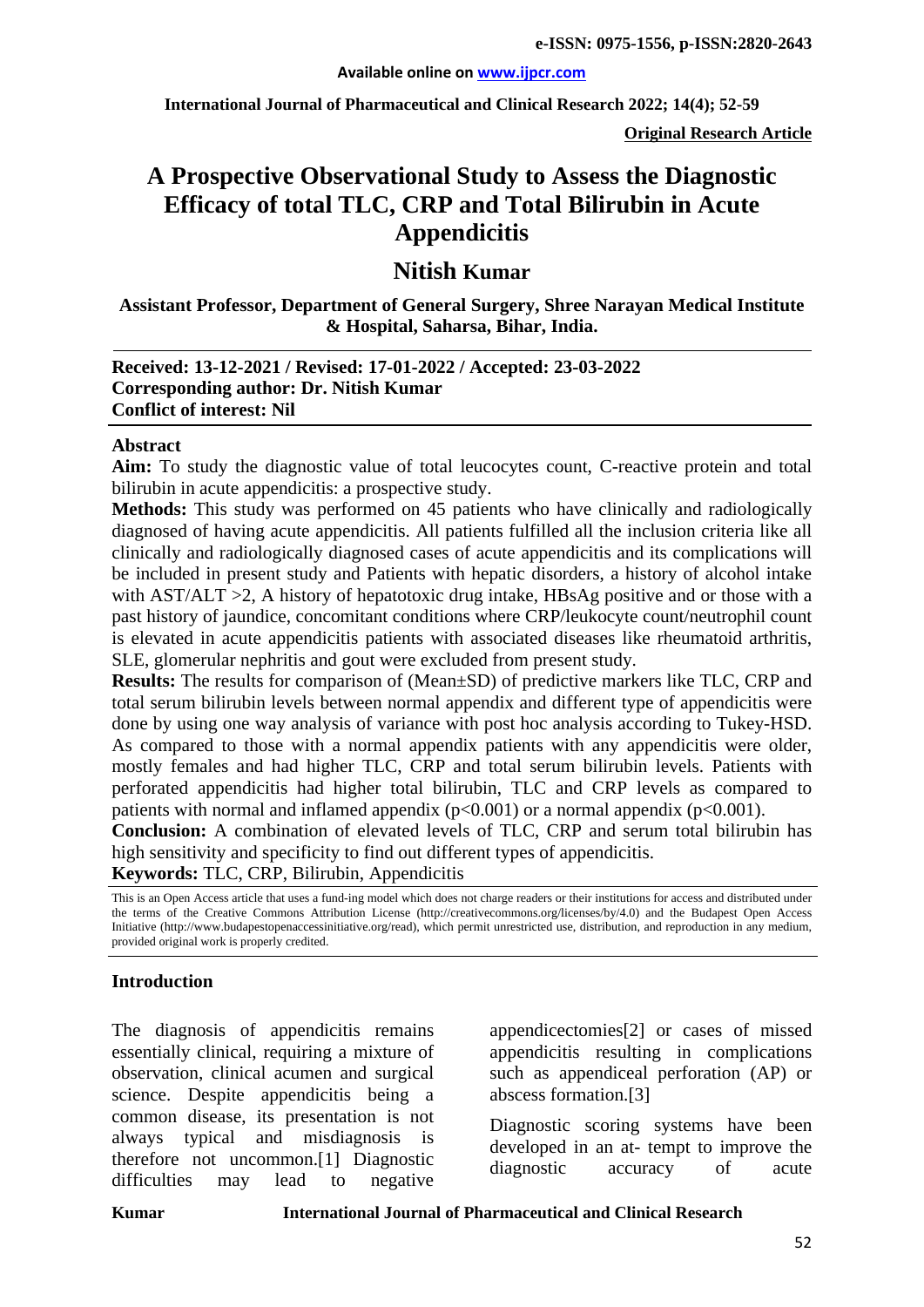e-ISSN: 0975-1556, p-ISSN:2820-2643

Available online on www.ijpcr.com

**Original Research Article**

# A Prospective Observational Study to Assess the Diagnostic Efficacy of total TLC, CRP and Total Bilirubin in Acute Appendicitis

## Nitish Kumar

**Assistant Professor, Department of General Surgery, Shree Narayan Medical Institute & Hospital, Saharsa, Bihar, India.**

**Received: 13-12-2021 / Revised: 17-01-2022 / Accepted: 23-03-2022**
**Corresponding author: Dr. Nitish Kumar**
**Conflict of interest: Nil**

### Abstract

**Aim:** To study the diagnostic value of total leucocytes count, C-reactive protein and total bilirubin in acute appendicitis: a prospective study.

**Methods:** This study was performed on 45 patients who have clinically and radiologically diagnosed of having acute appendicitis. All patients fulfilled all the inclusion criteria like all clinically and radiologically diagnosed cases of acute appendicitis and its complications will be included in present study and Patients with hepatic disorders, a history of alcohol intake with AST/ALT >2, A history of hepatotoxic drug intake, HBsAg positive and or those with a past history of jaundice, concomitant conditions where CRP/leukocyte count/neutrophil count is elevated in acute appendicitis patients with associated diseases like rheumatoid arthritis, SLE, glomerular nephritis and gout were excluded from present study.

**Results:** The results for comparison of (Mean±SD) of predictive markers like TLC, CRP and total serum bilirubin levels between normal appendix and different type of appendicitis were done by using one way analysis of variance with post hoc analysis according to Tukey-HSD. As compared to those with a normal appendix patients with any appendicitis were older, mostly females and had higher TLC, CRP and total serum bilirubin levels. Patients with perforated appendicitis had higher total bilirubin, TLC and CRP levels as compared to patients with normal and inflamed appendix ($p<0.001$) or a normal appendix ($p<0.001$).

**Conclusion:** A combination of elevated levels of TLC, CRP and serum total bilirubin has high sensitivity and specificity to find out different types of appendicitis.

**Keywords:** TLC, CRP, Bilirubin, Appendicitis

This is an Open Access article that uses a fund-ing model which does not charge readers or their institutions for access and distributed under the terms of the Creative Commons Attribution License (http://creativecommons.org/licenses/by/4.0) and the Budapest Open Access Initiative (http://www.budapestopenaccessinitiative.org/read), which permit unrestricted use, distribution, and reproduction in any medium, provided original work is properly credited.

### Introduction

The diagnosis of appendicitis remains essentially clinical, requiring a mixture of observation, clinical acumen and surgical science. Despite appendicitis being a common disease, its presentation is not always typical and misdiagnosis is therefore not uncommon.[1] Diagnostic difficulties may lead to negative appendicectomies[2] or cases of missed appendicitis resulting in complications such as appendiceal perforation (AP) or abscess formation.[3]

Diagnostic scoring systems have been developed in an at- tempt to improve the diagnostic accuracy of acute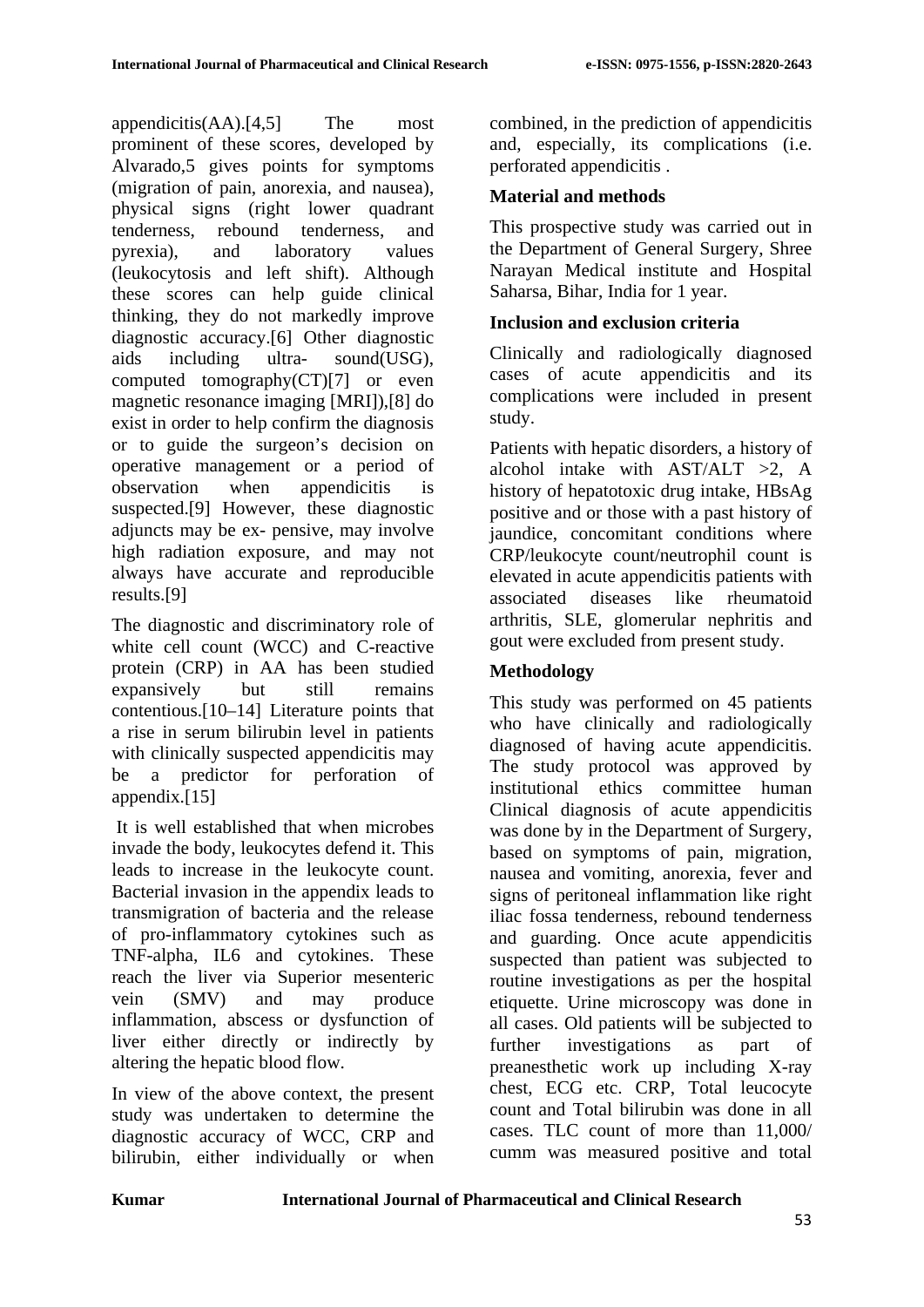appendicitis(AA).[4,5] The most prominent of these scores, developed by Alvarado,5 gives points for symptoms (migration of pain, anorexia, and nausea), physical signs (right lower quadrant tenderness, rebound tenderness, and pyrexia), and laboratory values (leukocytosis and left shift). Although these scores can help guide clinical thinking, they do not markedly improve diagnostic accuracy.[6] Other diagnostic aids including ultra- sound(USG), computed tomography(CT)[7] or even magnetic resonance imaging [MRI]),[8] do exist in order to help confirm the diagnosis or to guide the surgeon's decision on operative management or a period of observation when appendicitis is suspected.[9] However, these diagnostic adjuncts may be ex- pensive, may involve high radiation exposure, and may not always have accurate and reproducible results.[9]

The diagnostic and discriminatory role of white cell count (WCC) and C-reactive protein (CRP) in AA has been studied expansively but still remains contentious.[10–14] Literature points that a rise in serum bilirubin level in patients with clinically suspected appendicitis may be a predictor for perforation of appendix.[15]

It is well established that when microbes invade the body, leukocytes defend it. This leads to increase in the leukocyte count. Bacterial invasion in the appendix leads to transmigration of bacteria and the release of pro-inflammatory cytokines such as TNF-alpha, IL6 and cytokines. These reach the liver via Superior mesenteric vein (SMV) and may produce inflammation, abscess or dysfunction of liver either directly or indirectly by altering the hepatic blood flow.

In view of the above context, the present study was undertaken to determine the diagnostic accuracy of WCC, CRP and bilirubin, either individually or when combined, in the prediction of appendicitis and, especially, its complications (i.e. perforated appendicitis .

## Material and methods

This prospective study was carried out in the Department of General Surgery, Shree Narayan Medical institute and Hospital Saharsa, Bihar, India for 1 year.

### Inclusion and exclusion criteria

Clinically and radiologically diagnosed cases of acute appendicitis and its complications were included in present study.

Patients with hepatic disorders, a history of alcohol intake with AST/ALT >2, A history of hepatotoxic drug intake, HBsAg positive and or those with a past history of jaundice, concomitant conditions where CRP/leukocyte count/neutrophil count is elevated in acute appendicitis patients with associated diseases like rheumatoid arthritis, SLE, glomerular nephritis and gout were excluded from present study.

### Methodology

This study was performed on 45 patients who have clinically and radiologically diagnosed of having acute appendicitis. The study protocol was approved by institutional ethics committee human Clinical diagnosis of acute appendicitis was done by in the Department of Surgery, based on symptoms of pain, migration, nausea and vomiting, anorexia, fever and signs of peritoneal inflammation like right iliac fossa tenderness, rebound tenderness and guarding. Once acute appendicitis suspected than patient was subjected to routine investigations as per the hospital etiquette. Urine microscopy was done in all cases. Old patients will be subjected to further investigations as part of preanesthetic work up including X-ray chest, ECG etc. CRP, Total leucocyte count and Total bilirubin was done in all cases. TLC count of more than 11,000/ cumm was measured positive and total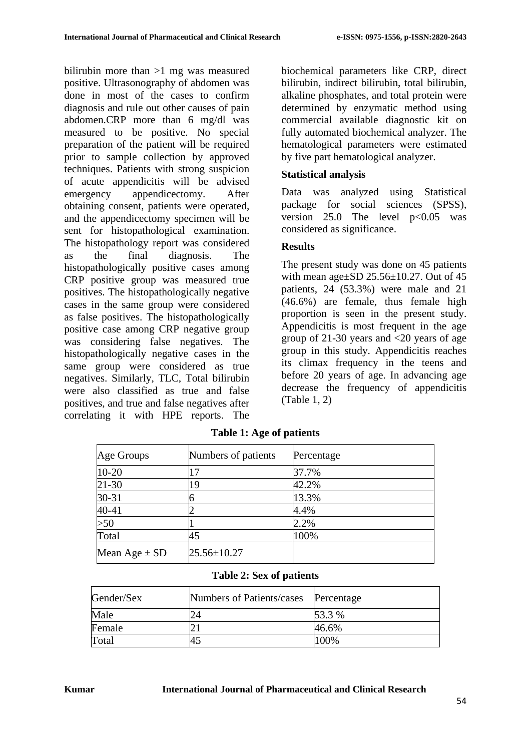bilirubin more than >1 mg was measured positive. Ultrasonography of abdomen was done in most of the cases to confirm diagnosis and rule out other causes of pain abdomen.CRP more than 6 mg/dl was measured to be positive. No special preparation of the patient will be required prior to sample collection by approved techniques. Patients with strong suspicion of acute appendicitis will be advised emergency appendicectomy. After obtaining consent, patients were operated, and the appendicectomy specimen will be sent for histopathological examination. The histopathology report was considered as the final diagnosis. The histopathologically positive cases among CRP positive group was measured true positives. The histopathologically negative cases in the same group were considered as false positives. The histopathologically positive case among CRP negative group was considering false negatives. The histopathologically negative cases in the same group were considered as true negatives. Similarly, TLC, Total bilirubin were also classified as true and false positives, and true and false negatives after correlating it with HPE reports. The biochemical parameters like CRP, direct bilirubin, indirect bilirubin, total bilirubin, alkaline phosphates, and total protein were determined by enzymatic method using commercial available diagnostic kit on fully automated biochemical analyzer. The hematological parameters were estimated by five part hematological analyzer.

### Statistical analysis

Data was analyzed using Statistical package for social sciences (SPSS), version 25.0 The level $p<0.05$ was considered as significance.

### Results

The present study was done on 45 patients with mean age±SD 25.56±10.27. Out of 45 patients, 24 (53.3%) were male and 21 (46.6%) are female, thus female high proportion is seen in the present study. Appendicitis is most frequent in the age group of 21-30 years and <20 years of age group in this study. Appendicitis reaches its climax frequency in the teens and before 20 years of age. In advancing age decrease the frequency of appendicitis (Table 1, 2)

**Table 1: Age of patients**

| Age Groups | Numbers of patients | Percentage |
|---|---|---|
| 10-20 | 17 | 37.7% |
| 21-30 | 19 | 42.2% |
| 30-31 | 6 | 13.3% |
| 40-41 | 2 | 4.4% |
| >50 | 1 | 2.2% |
| Total | 45 | 100% |
| Mean Age ± SD | 25.56±10.27 | |

**Table 2: Sex of patients**

| Gender/Sex | Numbers of Patients/cases | Percentage |
|---|---|---|
| Male | 24 | 53.3 % |
| Female | 21 | 46.6% |
| Total | 45 | 100% |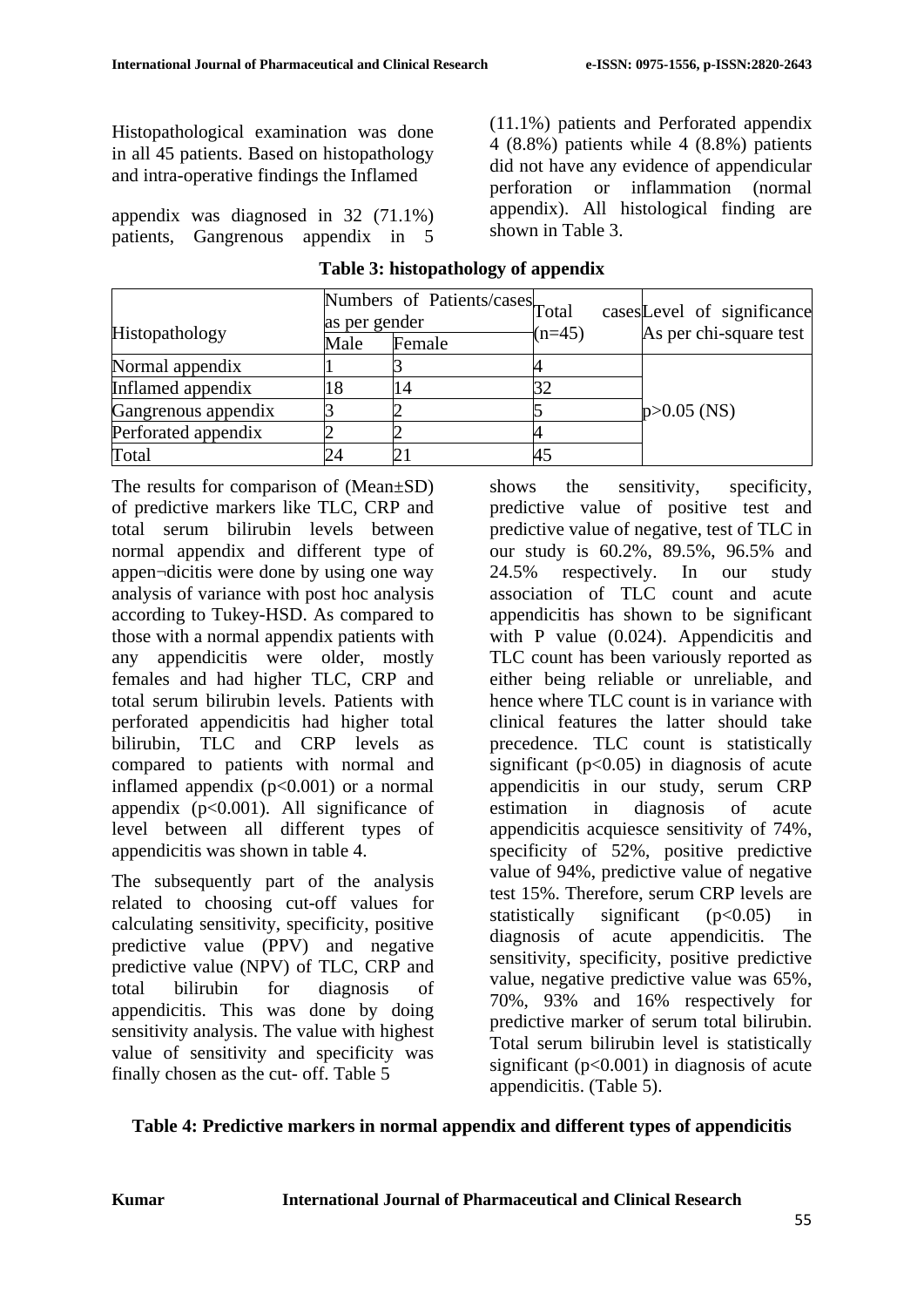Histopathological examination was done in all 45 patients. Based on histopathology and intra-operative findings the Inflamed appendix was diagnosed in 32 (71.1%) patients, Gangrenous appendix in 5 (11.1%) patients and Perforated appendix 4 (8.8%) patients while 4 (8.8%) patients did not have any evidence of appendicular perforation or inflammation (normal appendix). All histological finding are shown in Table 3.

**Table 3: histopathology of appendix**

| Histopathology | Numbers of Patients/cases as per gender | | Total cases (n=45) | Level of significance As per chi-square test |
|---|---|---|---|---|
| | Male | Female | | |
| Normal appendix | 1 | 3 | 4 | p>0.05 (NS) |
| Inflamed appendix | 18 | 14 | 32 | |
| Gangrenous appendix | 3 | 2 | 5 | |
| Perforated appendix | 2 | 2 | 4 | |
| Total | 24 | 21 | 45 | |

The results for comparison of (Mean±SD) of predictive markers like TLC, CRP and total serum bilirubin levels between normal appendix and different type of appen¬dicitis were done by using one way analysis of variance with post hoc analysis according to Tukey-HSD. As compared to those with a normal appendix patients with any appendicitis were older, mostly females and had higher TLC, CRP and total serum bilirubin levels. Patients with perforated appendicitis had higher total bilirubin, TLC and CRP levels as compared to patients with normal and inflamed appendix ($p<0.001$) or a normal appendix ($p<0.001$). All significance of level between all different types of appendicitis was shown in table 4.

The subsequently part of the analysis related to choosing cut-off values for calculating sensitivity, specificity, positive predictive value (PPV) and negative predictive value (NPV) of TLC, CRP and total bilirubin for diagnosis of appendicitis. This was done by doing sensitivity analysis. The value with highest value of sensitivity and specificity was finally chosen as the cut- off. Table 5 shows the sensitivity, specificity, predictive value of positive test and predictive value of negative, test of TLC in our study is 60.2%, 89.5%, 96.5% and 24.5% respectively. In our study association of TLC count and acute appendicitis has shown to be significant with P value (0.024). Appendicitis and TLC count has been variously reported as either being reliable or unreliable, and hence where TLC count is in variance with clinical features the latter should take precedence. TLC count is statistically significant ($p<0.05$) in diagnosis of acute appendicitis in our study, serum CRP estimation in diagnosis of acute appendicitis acquiesce sensitivity of 74%, specificity of 52%, positive predictive value of 94%, predictive value of negative test 15%. Therefore, serum CRP levels are statistically significant ($p<0.05$) in diagnosis of acute appendicitis. The sensitivity, specificity, positive predictive value, negative predictive value was 65%, 70%, 93% and 16% respectively for predictive marker of serum total bilirubin. Total serum bilirubin level is statistically significant ($p<0.001$) in diagnosis of acute appendicitis. (Table 5).

**Table 4: Predictive markers in normal appendix and different types of appendicitis**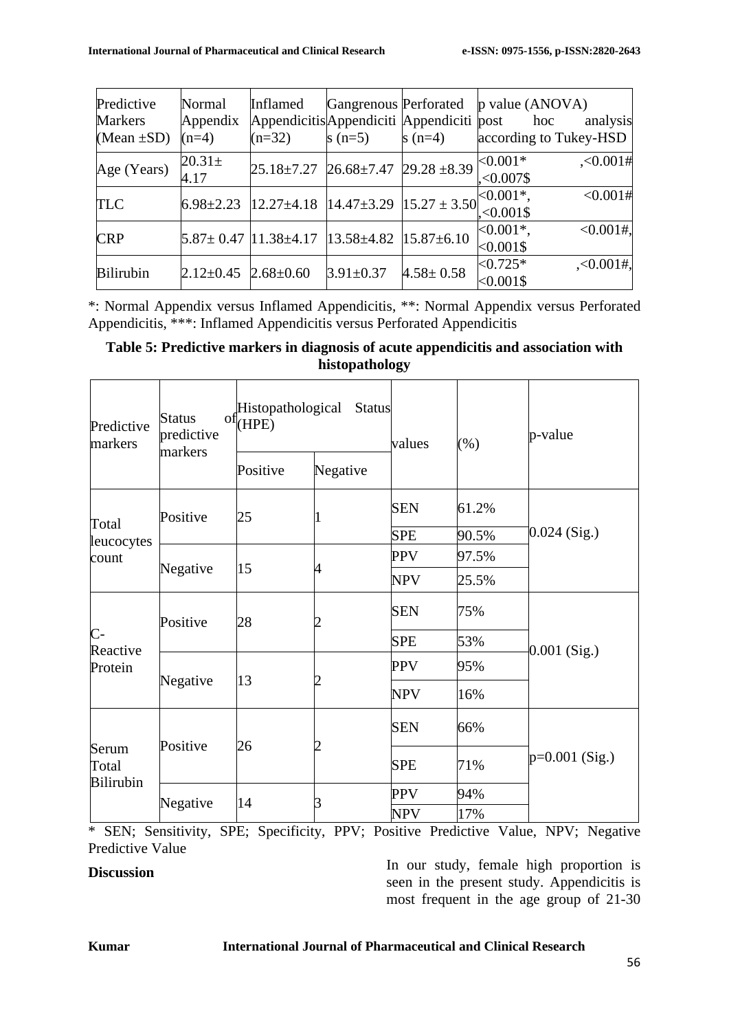| Predictive Markers (Mean ±SD) | Normal Appendix (n=4) | Inflamed Appendicitis (n=32) | Gangrenous Appendicitis (n=5) | Perforated Appendicitis (n=4) | p value (ANOVA) post hoc analysis according to Tukey-HSD |
|---|---|---|---|---|---|
| Age (Years) | 20.31± 4.17 | 25.18±7.27 | 26.68±7.47 | 29.28 ±8.39 | <0.001* ,<0.001# ,<0.007$ |
| TLC | 6.98±2.23 | 12.27±4.18 | 14.47±3.29 | 15.27 ± 3.50 | <0.001*, <0.001# ,<0.001$ |
| CRP | 5.87± 0.47 | 11.38±4.17 | 13.58±4.82 | 15.87±6.10 | <0.001*, <0.001#, <0.001$ |
| Bilirubin | 2.12±0.45 | 2.68±0.60 | 3.91±0.37 | 4.58± 0.58 | <0.725* ,<0.001#, <0.001$ |

*: Normal Appendix versus Inflamed Appendicitis, **: Normal Appendix versus Perforated Appendicitis, ***: Inflamed Appendicitis versus Perforated Appendicitis

**Table 5: Predictive markers in diagnosis of acute appendicitis and association with histopathology**

| Predictive markers | Status of predictive markers | Histopathological Status (HPE) | | values | (%) | p-value |
|---|---|---|---|---|---|---|
| | | Positive | Negative | | | |
| Total leucocytes count | Positive | 25 | 1 | SEN | 61.2% | 0.024 (Sig.) |
| | | | | SPE | 90.5% | |
| | Negative | 15 | 4 | PPV | 97.5% | |
| | | | | NPV | 25.5% | |
| C-Reactive Protein | Positive | 28 | 2 | SEN | 75% | 0.001 (Sig.) |
| | | | | SPE | 53% | |
| | Negative | 13 | 2 | PPV | 95% | |
| | | | | NPV | 16% | |
| Serum Total Bilirubin | Positive | 26 | 2 | SEN | 66% | p=0.001 (Sig.) |
| | | | | SPE | 71% | |
| | Negative | 14 | 3 | PPV | 94% | |
| | | | | NPV | 17% | |

* SEN; Sensitivity, SPE; Specificity, PPV; Positive Predictive Value, NPV; Negative Predictive Value

## Discussion

In our study, female high proportion is seen in the present study. Appendicitis is most frequent in the age group of 21-30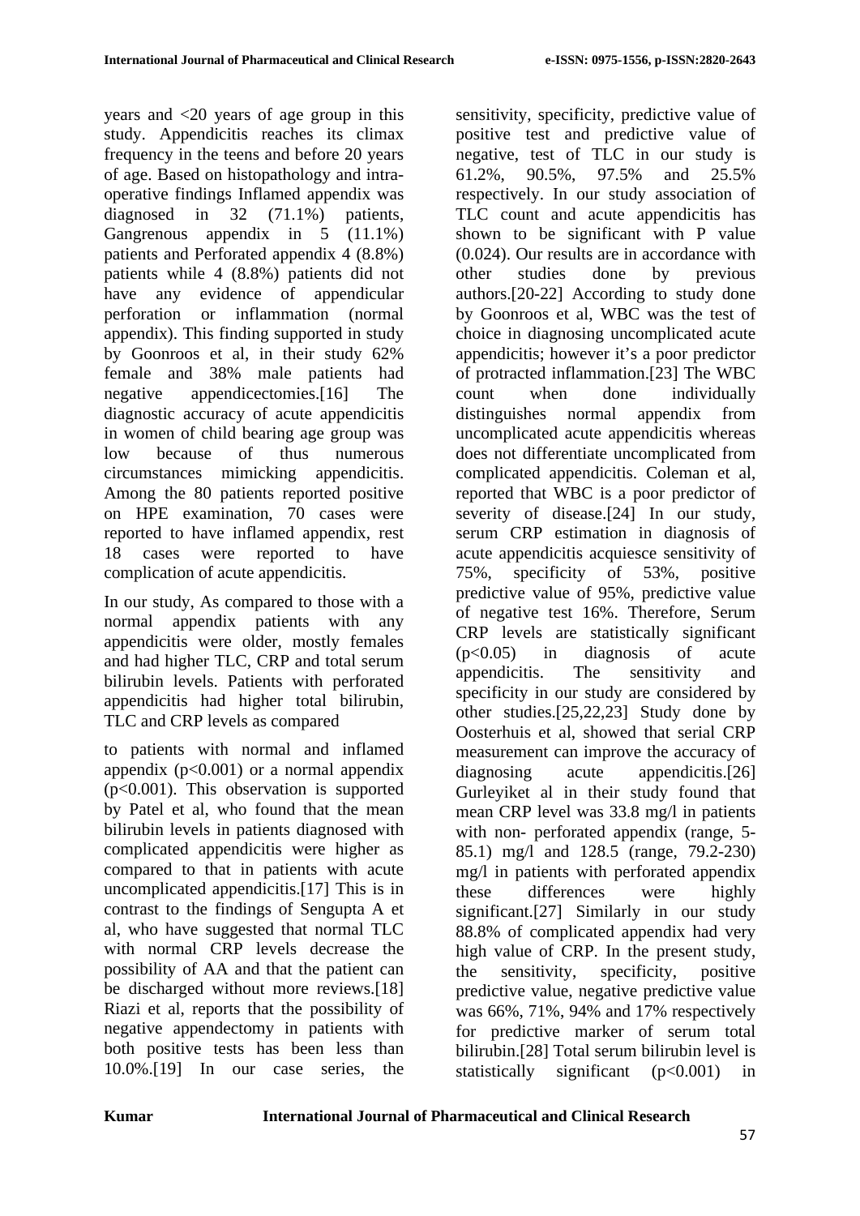years and <20 years of age group in this study. Appendicitis reaches its climax frequency in the teens and before 20 years of age. Based on histopathology and intra-operative findings Inflamed appendix was diagnosed in 32 (71.1%) patients, Gangrenous appendix in 5 (11.1%) patients and Perforated appendix 4 (8.8%) patients while 4 (8.8%) patients did not have any evidence of appendicular perforation or inflammation (normal appendix). This finding supported in study by Goonroos et al, in their study 62% female and 38% male patients had negative appendicectomies.[16] The diagnostic accuracy of acute appendicitis in women of child bearing age group was low because of thus numerous circumstances mimicking appendicitis. Among the 80 patients reported positive on HPE examination, 70 cases were reported to have inflamed appendix, rest 18 cases were reported to have complication of acute appendicitis.

In our study, As compared to those with a normal appendix patients with any appendicitis were older, mostly females and had higher TLC, CRP and total serum bilirubin levels. Patients with perforated appendicitis had higher total bilirubin, TLC and CRP levels as compared

to patients with normal and inflamed appendix ($p<0.001$) or a normal appendix ($p<0.001$). This observation is supported by Patel et al, who found that the mean bilirubin levels in patients diagnosed with complicated appendicitis were higher as compared to that in patients with acute uncomplicated appendicitis.[17] This is in contrast to the findings of Sengupta A et al, who have suggested that normal TLC with normal CRP levels decrease the possibility of AA and that the patient can be discharged without more reviews.[18] Riazi et al, reports that the possibility of negative appendectomy in patients with both positive tests has been less than 10.0%.[19] In our case series, the sensitivity, specificity, predictive value of positive test and predictive value of negative, test of TLC in our study is 61.2%, 90.5%, 97.5% and 25.5% respectively. In our study association of TLC count and acute appendicitis has shown to be significant with P value (0.024). Our results are in accordance with other studies done by previous authors.[20-22] According to study done by Goonroos et al, WBC was the test of choice in diagnosing uncomplicated acute appendicitis; however it's a poor predictor of protracted inflammation.[23] The WBC count when done individually distinguishes normal appendix from uncomplicated acute appendicitis whereas does not differentiate uncomplicated from complicated appendicitis. Coleman et al, reported that WBC is a poor predictor of severity of disease.[24] In our study, serum CRP estimation in diagnosis of acute appendicitis acquiesce sensitivity of 75%, specificity of 53%, positive predictive value of 95%, predictive value of negative test 16%. Therefore, Serum CRP levels are statistically significant ($p<0.05$) in diagnosis of acute appendicitis. The sensitivity and specificity in our study are considered by other studies.[25,22,23] Study done by Oosterhuis et al, showed that serial CRP measurement can improve the accuracy of diagnosing acute appendicitis.[26] Gurleyiket al in their study found that mean CRP level was 33.8 mg/l in patients with non- perforated appendix (range, 5-85.1) mg/l and 128.5 (range, 79.2-230) mg/l in patients with perforated appendix these differences were highly significant.[27] Similarly in our study 88.8% of complicated appendix had very high value of CRP. In the present study, the sensitivity, specificity, positive predictive value, negative predictive value was 66%, 71%, 94% and 17% respectively for predictive marker of serum total bilirubin.[28] Total serum bilirubin level is statistically significant ($p<0.001$) in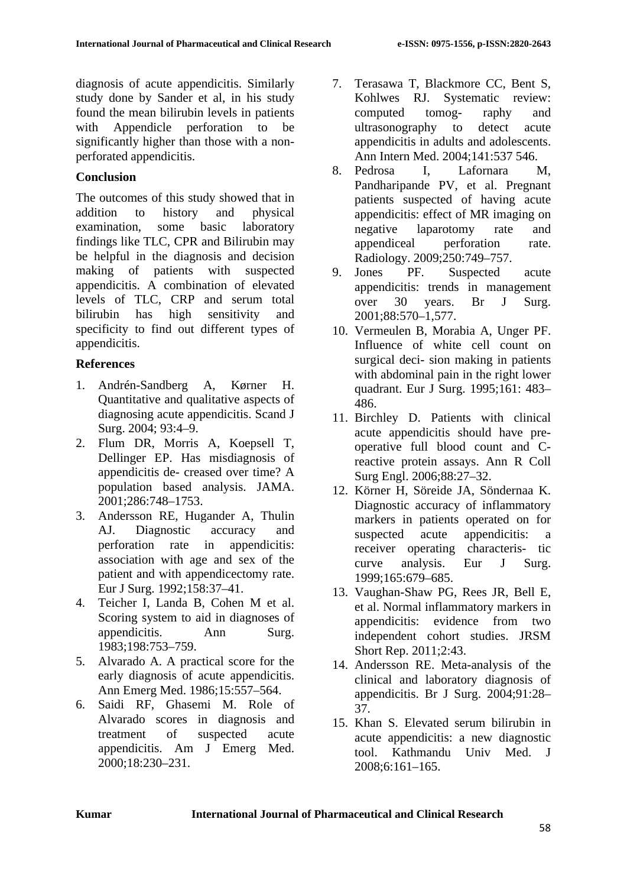diagnosis of acute appendicitis. Similarly study done by Sander et al, in his study found the mean bilirubin levels in patients with Appendicle perforation to be significantly higher than those with a non-perforated appendicitis.

## Conclusion

The outcomes of this study showed that in addition to history and physical examination, some basic laboratory findings like TLC, CPR and Bilirubin may be helpful in the diagnosis and decision making of patients with suspected appendicitis. A combination of elevated levels of TLC, CRP and serum total bilirubin has high sensitivity and specificity to find out different types of appendicitis.

## References

1. Andrén-Sandberg A, Kørner H. Quantitative and qualitative aspects of diagnosing acute appendicitis. Scand J Surg. 2004; 93:4–9.
2. Flum DR, Morris A, Koepsell T, Dellinger EP. Has misdiagnosis of appendicitis de- creased over time? A population based analysis. JAMA. 2001;286:748–1753.
3. Andersson RE, Hugander A, Thulin AJ. Diagnostic accuracy and perforation rate in appendicitis: association with age and sex of the patient and with appendicectomy rate. Eur J Surg. 1992;158:37–41.
4. Teicher I, Landa B, Cohen M et al. Scoring system to aid in diagnoses of appendicitis. Ann Surg. 1983;198:753–759.
5. Alvarado A. A practical score for the early diagnosis of acute appendicitis. Ann Emerg Med. 1986;15:557–564.
6. Saidi RF, Ghasemi M. Role of Alvarado scores in diagnosis and treatment of suspected acute appendicitis. Am J Emerg Med. 2000;18:230–231.
7. Terasawa T, Blackmore CC, Bent S, Kohlwes RJ. Systematic review: computed tomog- raphy and ultrasonography to detect acute appendicitis in adults and adolescents. Ann Intern Med. 2004;141:537 546.
8. Pedrosa I, Lafornara M, Pandharipande PV, et al. Pregnant patients suspected of having acute appendicitis: effect of MR imaging on negative laparotomy rate and appendiceal perforation rate. Radiology. 2009;250:749–757.
9. Jones PF. Suspected acute appendicitis: trends in management over 30 years. Br J Surg. 2001;88:570–1,577.
10. Vermeulen B, Morabia A, Unger PF. Influence of white cell count on surgical deci- sion making in patients with abdominal pain in the right lower quadrant. Eur J Surg. 1995;161: 483–486.
11. Birchley D. Patients with clinical acute appendicitis should have pre-operative full blood count and C-reactive protein assays. Ann R Coll Surg Engl. 2006;88:27–32.
12. Körner H, Söreide JA, Söndernaa K. Diagnostic accuracy of inflammatory markers in patients operated on for suspected acute appendicitis: a receiver operating characteris- tic curve analysis. Eur J Surg. 1999;165:679–685.
13. Vaughan-Shaw PG, Rees JR, Bell E, et al. Normal inflammatory markers in appendicitis: evidence from two independent cohort studies. JRSM Short Rep. 2011;2:43.
14. Andersson RE. Meta-analysis of the clinical and laboratory diagnosis of appendicitis. Br J Surg. 2004;91:28–37.
15. Khan S. Elevated serum bilirubin in acute appendicitis: a new diagnostic tool. Kathmandu Univ Med. J 2008;6:161–165.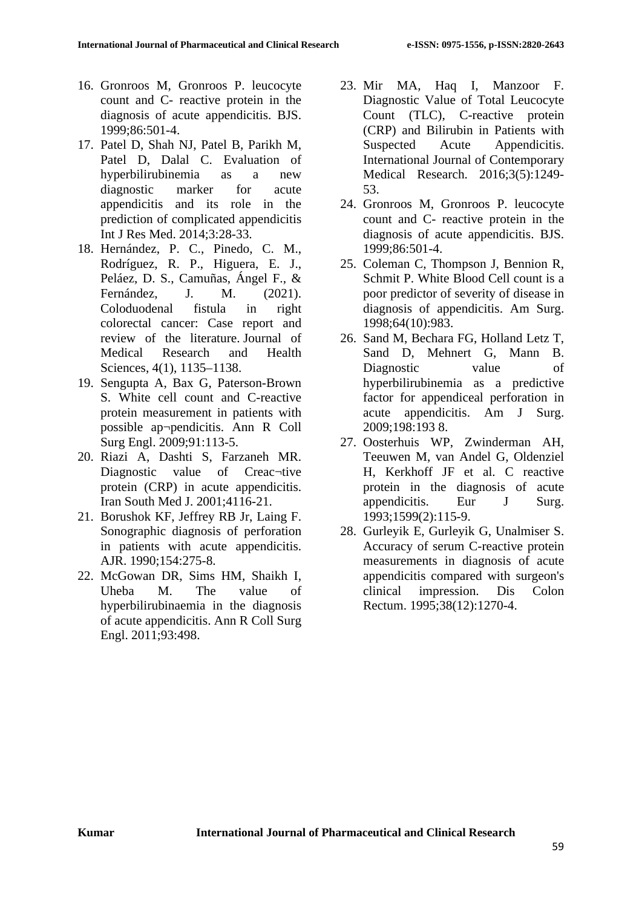16. Gronroos M, Gronroos P. leucocyte count and C- reactive protein in the diagnosis of acute appendicitis. BJS. 1999;86:501-4.
17. Patel D, Shah NJ, Patel B, Parikh M, Patel D, Dalal C. Evaluation of hyperbilirubinemia as a new diagnostic marker for acute appendicitis and its role in the prediction of complicated appendicitis Int J Res Med. 2014;3:28-33.
18. Hernández, P. C., Pinedo, C. M., Rodríguez, R. P., Higuera, E. J., Peláez, D. S., Camuñas, Ángel F., & Fernández, J. M. (2021). Coloduodenal fistula in right colorectal cancer: Case report and review of the literature. Journal of Medical Research and Health Sciences, 4(1), 1135–1138.
19. Sengupta A, Bax G, Paterson-Brown S. White cell count and C-reactive protein measurement in patients with possible ap¬pendicitis. Ann R Coll Surg Engl. 2009;91:113-5.
20. Riazi A, Dashti S, Farzaneh MR. Diagnostic value of Creac¬tive protein (CRP) in acute appendicitis. Iran South Med J. 2001;4116-21.
21. Borushok KF, Jeffrey RB Jr, Laing F. Sonographic diagnosis of perforation in patients with acute appendicitis. AJR. 1990;154:275-8.
22. McGowan DR, Sims HM, Shaikh I, Uheba M. The value of hyperbilirubinaemia in the diagnosis of acute appendicitis. Ann R Coll Surg Engl. 2011;93:498.
23. Mir MA, Haq I, Manzoor F. Diagnostic Value of Total Leucocyte Count (TLC), C-reactive protein (CRP) and Bilirubin in Patients with Suspected Acute Appendicitis. International Journal of Contemporary Medical Research. 2016;3(5):1249-53.
24. Gronroos M, Gronroos P. leucocyte count and C- reactive protein in the diagnosis of acute appendicitis. BJS. 1999;86:501-4.
25. Coleman C, Thompson J, Bennion R, Schmit P. White Blood Cell count is a poor predictor of severity of disease in diagnosis of appendicitis. Am Surg. 1998;64(10):983.
26. Sand M, Bechara FG, Holland Letz T, Sand D, Mehnert G, Mann B. Diagnostic value of hyperbilirubinemia as a predictive factor for appendiceal perforation in acute appendicitis. Am J Surg. 2009;198:193 8.
27. Oosterhuis WP, Zwinderman AH, Teeuwen M, van Andel G, Oldenziel H, Kerkhoff JF et al. C reactive protein in the diagnosis of acute appendicitis. Eur J Surg. 1993;1599(2):115-9.
28. Gurleyik E, Gurleyik G, Unalmiser S. Accuracy of serum C-reactive protein measurements in diagnosis of acute appendicitis compared with surgeon's clinical impression. Dis Colon Rectum. 1995;38(12):1270-4.